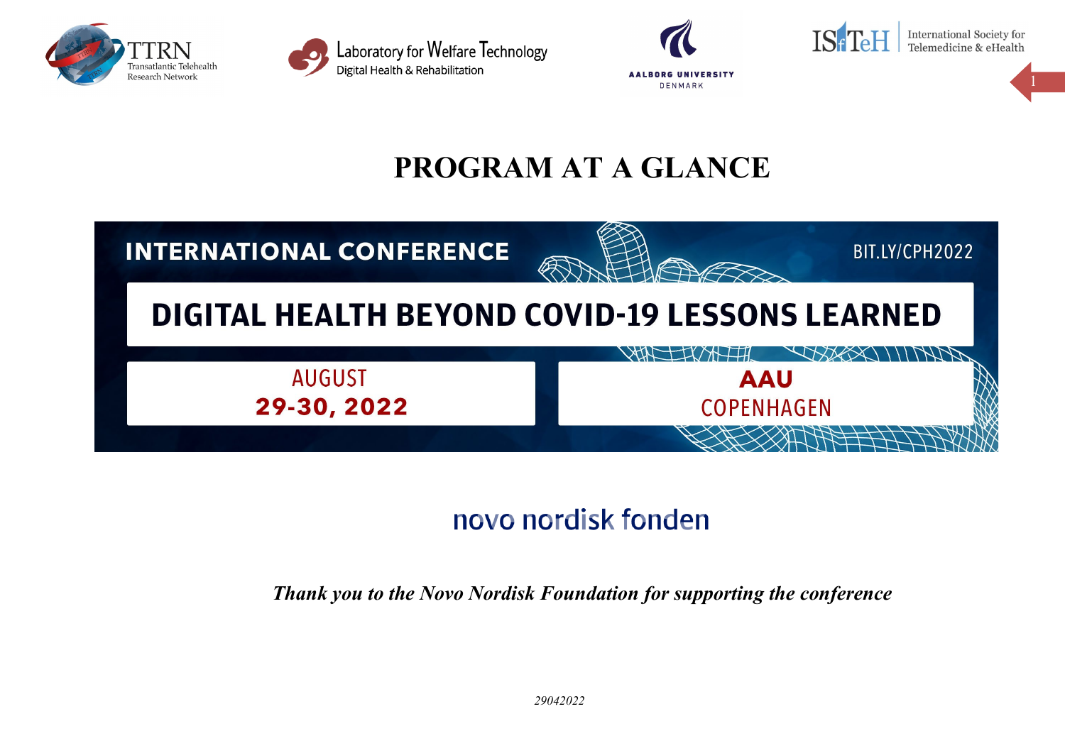TTRN Transatlantic Telehealth Research Network

Laboratory for Welfare Technology
Digital Health & Rehabilitation

AALBORG UNIVERSITY DENMARK

ISfTeH International Society for Telemedicine & eHealth

# PROGRAM AT A GLANCE

INTERNATIONAL CONFERENCE

BIT.LY/CPH2022

## DIGITAL HEALTH BEYOND COVID-19 LESSONS LEARNED

AUGUST
**29-30, 2022**

**AAU**
COPENHAGEN

novo nordisk fonden

***Thank you to the Novo Nordisk Foundation for supporting the conference***

*29042022*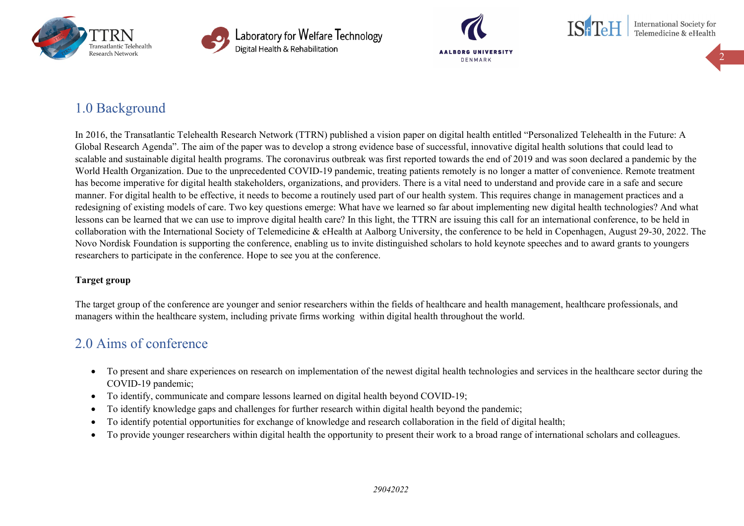## 1.0 Background

In 2016, the Transatlantic Telehealth Research Network (TTRN) published a vision paper on digital health entitled "Personalized Telehealth in the Future: A Global Research Agenda". The aim of the paper was to develop a strong evidence base of successful, innovative digital health solutions that could lead to scalable and sustainable digital health programs. The coronavirus outbreak was first reported towards the end of 2019 and was soon declared a pandemic by the World Health Organization. Due to the unprecedented COVID-19 pandemic, treating patients remotely is no longer a matter of convenience. Remote treatment has become imperative for digital health stakeholders, organizations, and providers. There is a vital need to understand and provide care in a safe and secure manner. For digital health to be effective, it needs to become a routinely used part of our health system. This requires change in management practices and a redesigning of existing models of care. Two key questions emerge: What have we learned so far about implementing new digital health technologies? And what lessons can be learned that we can use to improve digital health care? In this light, the TTRN are issuing this call for an international conference, to be held in collaboration with the International Society of Telemedicine & eHealth at Aalborg University, the conference to be held in Copenhagen, August 29-30, 2022. The Novo Nordisk Foundation is supporting the conference, enabling us to invite distinguished scholars to hold keynote speeches and to award grants to youngers researchers to participate in the conference. Hope to see you at the conference.

**Target group**

The target group of the conference are younger and senior researchers within the fields of healthcare and health management, healthcare professionals, and managers within the healthcare system, including private firms working within digital health throughout the world.

## 2.0 Aims of conference

- To present and share experiences on research on implementation of the newest digital health technologies and services in the healthcare sector during the COVID-19 pandemic;
- To identify, communicate and compare lessons learned on digital health beyond COVID-19;
- To identify knowledge gaps and challenges for further research within digital health beyond the pandemic;
- To identify potential opportunities for exchange of knowledge and research collaboration in the field of digital health;
- To provide younger researchers within digital health the opportunity to present their work to a broad range of international scholars and colleagues.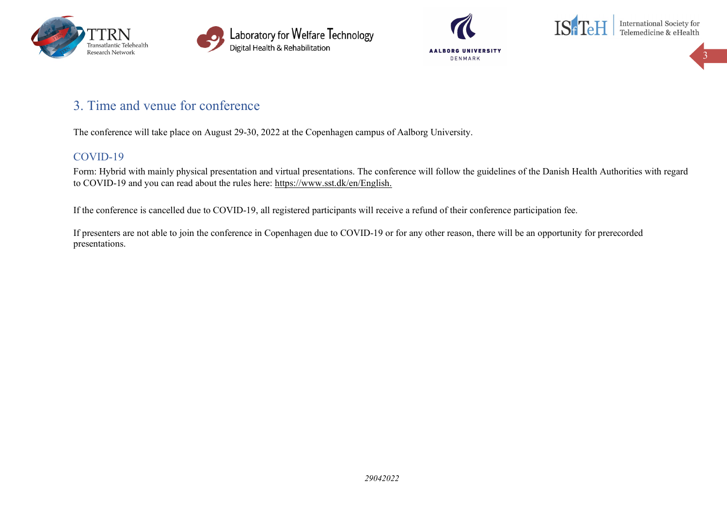## 3. Time and venue for conference

The conference will take place on August 29-30, 2022 at the Copenhagen campus of Aalborg University.

### COVID-19

Form: Hybrid with mainly physical presentation and virtual presentations. The conference will follow the guidelines of the Danish Health Authorities with regard to COVID-19 and you can read about the rules here: https://www.sst.dk/en/English.

If the conference is cancelled due to COVID-19, all registered participants will receive a refund of their conference participation fee.

If presenters are not able to join the conference in Copenhagen due to COVID-19 or for any other reason, there will be an opportunity for prerecorded presentations.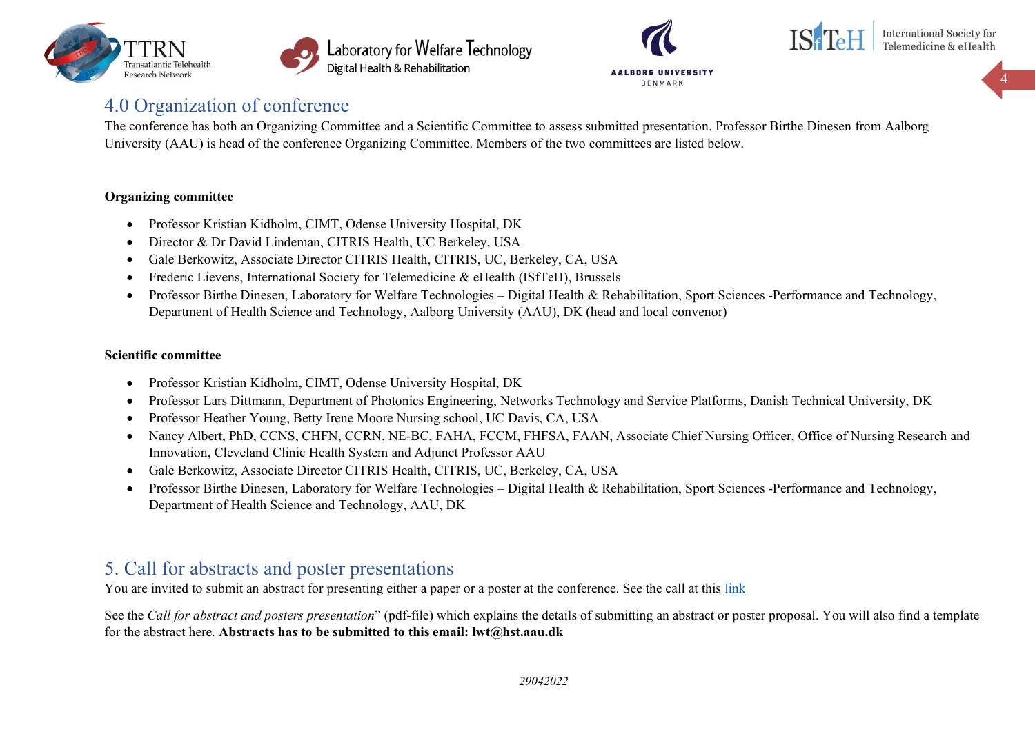## 4.0 Organization of conference

The conference has both an Organizing Committee and a Scientific Committee to assess submitted presentation. Professor Birthe Dinesen from Aalborg University (AAU) is head of the conference Organizing Committee. Members of the two committees are listed below.

**Organizing committee**

- Professor Kristian Kidholm, CIMT, Odense University Hospital, DK
- Director & Dr David Lindeman, CITRIS Health, UC Berkeley, USA
- Gale Berkowitz, Associate Director CITRIS Health, CITRIS, UC, Berkeley, CA, USA
- Frederic Lievens, International Society for Telemedicine & eHealth (ISfTeH), Brussels
- Professor Birthe Dinesen, Laboratory for Welfare Technologies – Digital Health & Rehabilitation, Sport Sciences -Performance and Technology, Department of Health Science and Technology, Aalborg University (AAU), DK (head and local convenor)

**Scientific committee**

- Professor Kristian Kidholm, CIMT, Odense University Hospital, DK
- Professor Lars Dittmann, Department of Photonics Engineering, Networks Technology and Service Platforms, Danish Technical University, DK
- Professor Heather Young, Betty Irene Moore Nursing school, UC Davis, CA, USA
- Nancy Albert, PhD, CCNS, CHFN, CCRN, NE-BC, FAHA, FCCM, FHFSA, FAAN, Associate Chief Nursing Officer, Office of Nursing Research and Innovation, Cleveland Clinic Health System and Adjunct Professor AAU
- Gale Berkowitz, Associate Director CITRIS Health, CITRIS, UC, Berkeley, CA, USA
- Professor Birthe Dinesen, Laboratory for Welfare Technologies – Digital Health & Rehabilitation, Sport Sciences -Performance and Technology, Department of Health Science and Technology, AAU, DK

## 5. Call for abstracts and poster presentations

You are invited to submit an abstract for presenting either a paper or a poster at the conference. See the call at this link

See the *Call for abstract and posters presentation*" (pdf-file) which explains the details of submitting an abstract or poster proposal. You will also find a template for the abstract here. **Abstracts has to be submitted to this email: lwt@hst.aau.dk**

*29042022*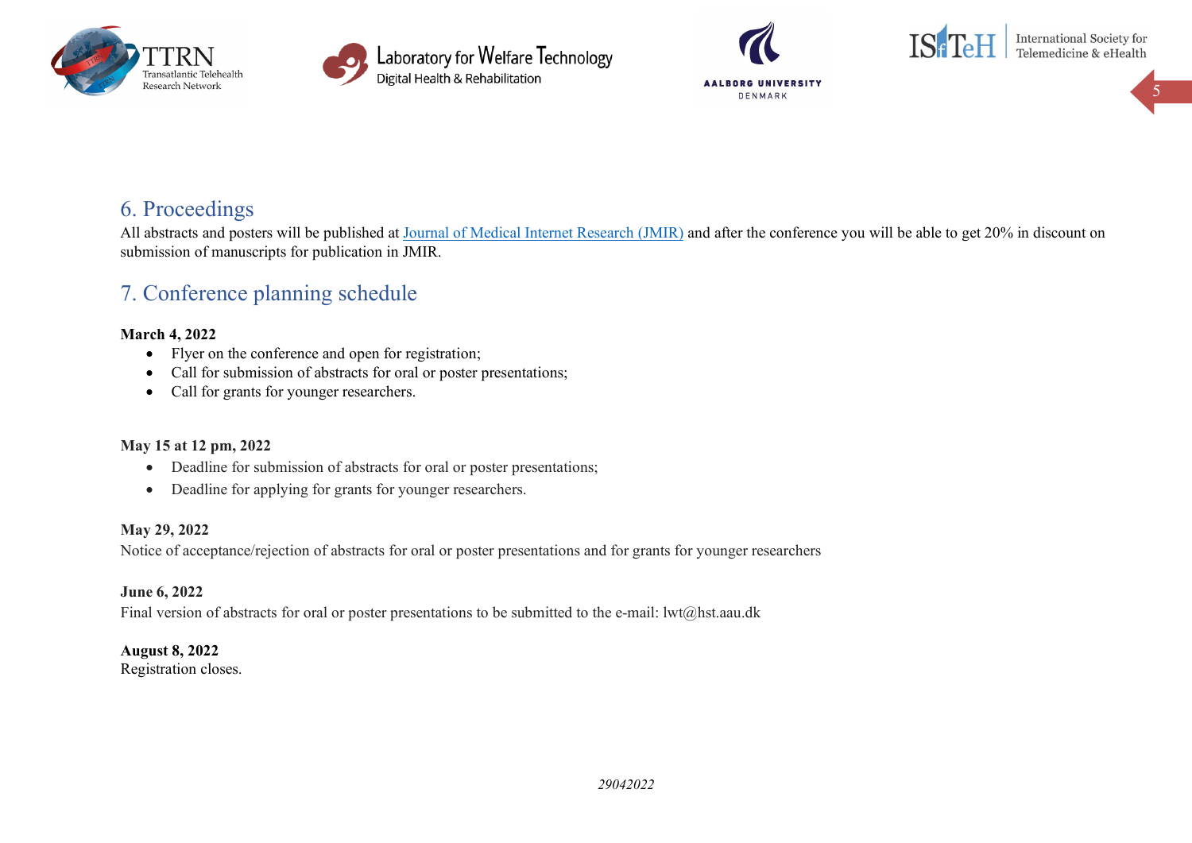## 6. Proceedings

All abstracts and posters will be published at [Journal of Medical Internet Research (JMIR)]() and after the conference you will be able to get 20% in discount on submission of manuscripts for publication in JMIR.

## 7. Conference planning schedule

**March 4, 2022**

- Flyer on the conference and open for registration;
- Call for submission of abstracts for oral or poster presentations;
- Call for grants for younger researchers.

**May 15 at 12 pm, 2022**

- Deadline for submission of abstracts for oral or poster presentations;
- Deadline for applying for grants for younger researchers.

**May 29, 2022**

Notice of acceptance/rejection of abstracts for oral or poster presentations and for grants for younger researchers

**June 6, 2022**

Final version of abstracts for oral or poster presentations to be submitted to the e-mail: lwt@hst.aau.dk

**August 8, 2022**

Registration closes.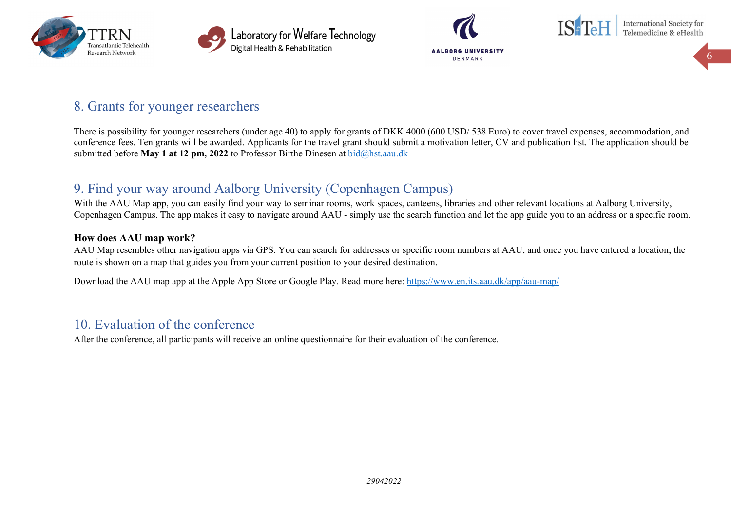## 8. Grants for younger researchers

There is possibility for younger researchers (under age 40) to apply for grants of DKK 4000 (600 USD/ 538 Euro) to cover travel expenses, accommodation, and conference fees. Ten grants will be awarded. Applicants for the travel grant should submit a motivation letter, CV and publication list. The application should be submitted before **May 1 at 12 pm, 2022** to Professor Birthe Dinesen at bid@hst.aau.dk

## 9. Find your way around Aalborg University (Copenhagen Campus)

With the AAU Map app, you can easily find your way to seminar rooms, work spaces, canteens, libraries and other relevant locations at Aalborg University, Copenhagen Campus. The app makes it easy to navigate around AAU - simply use the search function and let the app guide you to an address or a specific room.

**How does AAU map work?**

AAU Map resembles other navigation apps via GPS. You can search for addresses or specific room numbers at AAU, and once you have entered a location, the route is shown on a map that guides you from your current position to your desired destination.

Download the AAU map app at the Apple App Store or Google Play. Read more here: https://www.en.its.aau.dk/app/aau-map/

## 10. Evaluation of the conference

After the conference, all participants will receive an online questionnaire for their evaluation of the conference.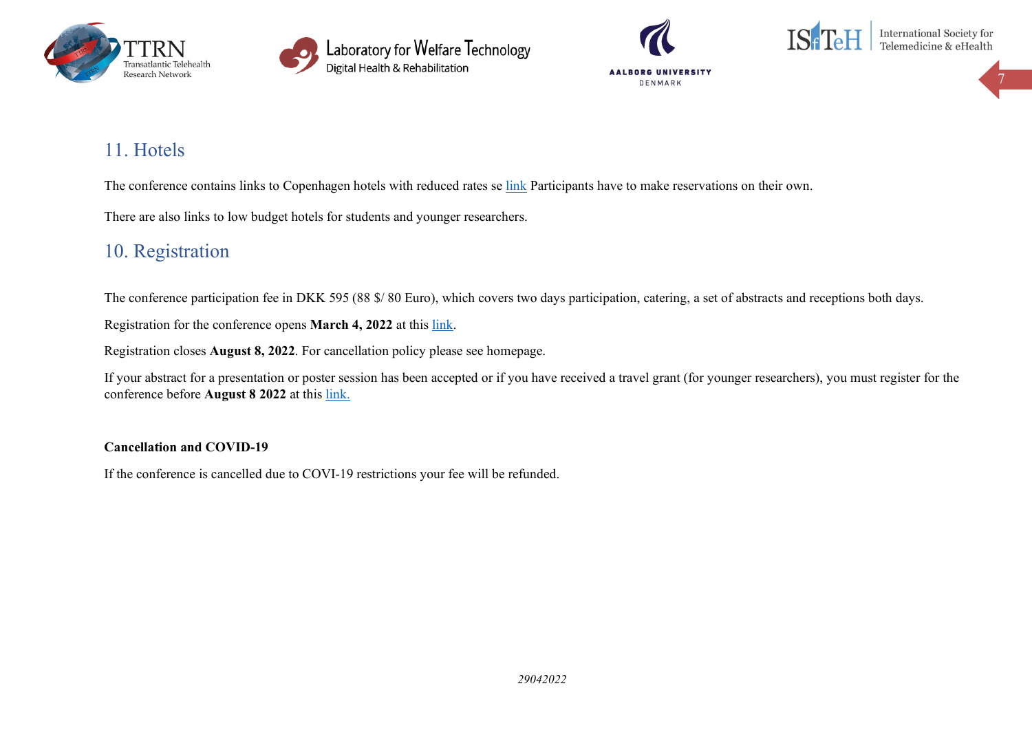## 11. Hotels

The conference contains links to Copenhagen hotels with reduced rates se link Participants have to make reservations on their own.

There are also links to low budget hotels for students and younger researchers.

## 10. Registration

The conference participation fee in DKK 595 (88 $/ 80 Euro), which covers two days participation, catering, a set of abstracts and receptions both days.

Registration for the conference opens **March 4, 2022** at this link.

Registration closes **August 8, 2022**. For cancellation policy please see homepage.

If your abstract for a presentation or poster session has been accepted or if you have received a travel grant (for younger researchers), you must register for the conference before **August 8 2022** at this link.

**Cancellation and COVID-19**

If the conference is cancelled due to COVI-19 restrictions your fee will be refunded.

*29042022*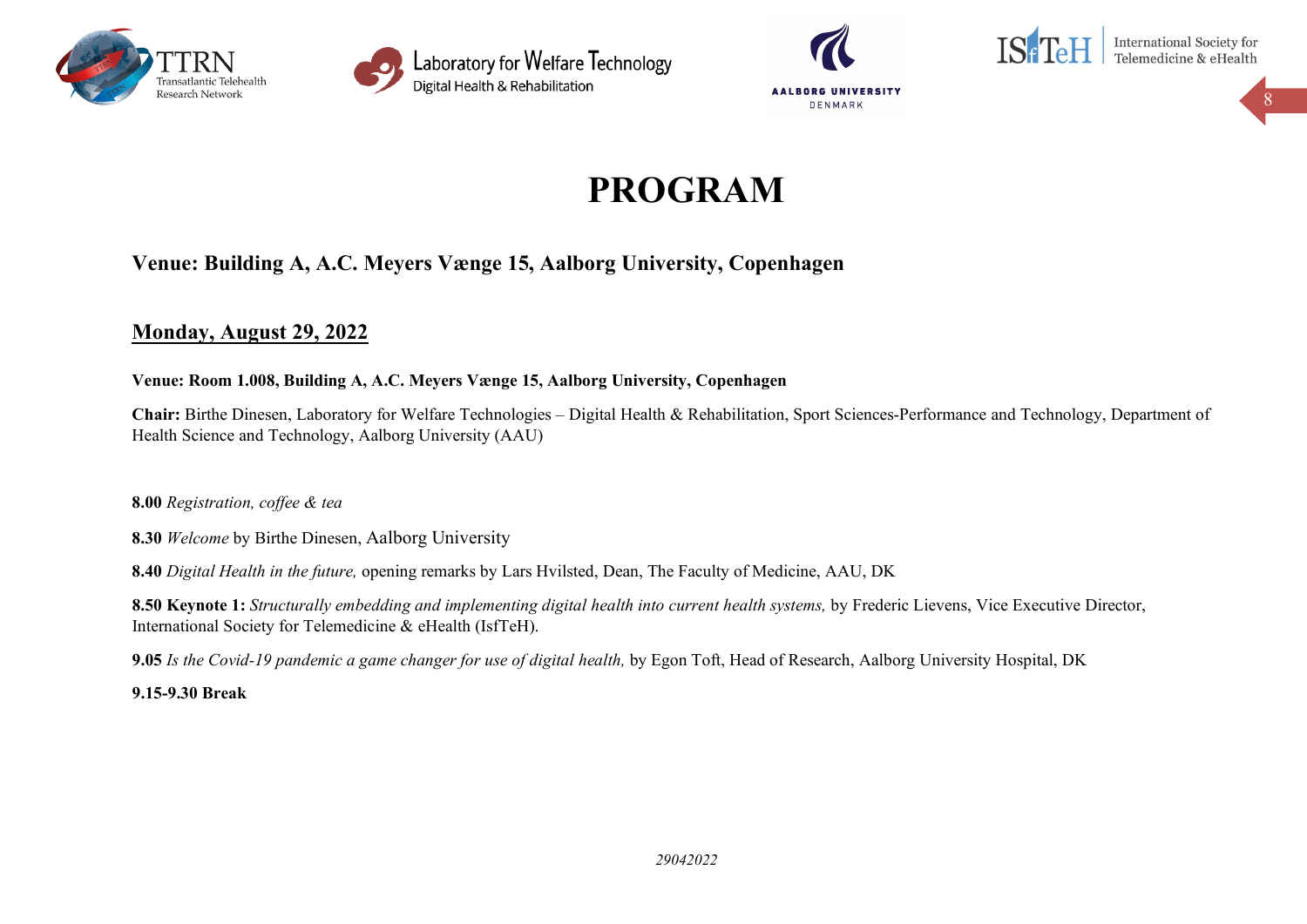# PROGRAM

## Venue: Building A, A.C. Meyers Vænge 15, Aalborg University, Copenhagen

### Monday, August 29, 2022

**Venue: Room 1.008, Building A, A.C. Meyers Vænge 15, Aalborg University, Copenhagen**

**Chair:** Birthe Dinesen, Laboratory for Welfare Technologies – Digital Health & Rehabilitation, Sport Sciences-Performance and Technology, Department of Health Science and Technology, Aalborg University (AAU)

**8.00** *Registration, coffee & tea*

**8.30** *Welcome* by Birthe Dinesen, Aalborg University

**8.40** *Digital Health in the future,* opening remarks by Lars Hvilsted, Dean, The Faculty of Medicine, AAU, DK

**8.50 Keynote 1:** *Structurally embedding and implementing digital health into current health systems,* by Frederic Lievens, Vice Executive Director, International Society for Telemedicine & eHealth (IsfTeH).

**9.05** *Is the Covid-19 pandemic a game changer for use of digital health,* by Egon Toft, Head of Research, Aalborg University Hospital, DK

**9.15-9.30 Break**

*29042022*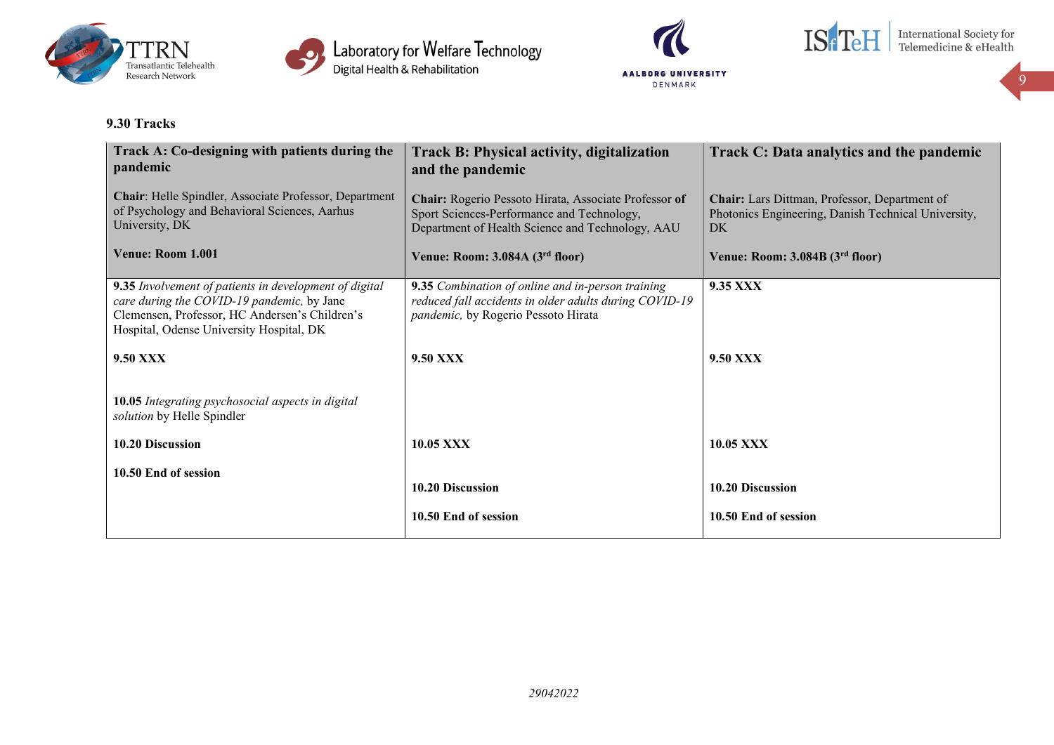**9.30 Tracks**

| **Track A: Co-designing with patients during the pandemic**<br><br>**Chair**: Helle Spindler, Associate Professor, Department of Psychology and Behavioral Sciences, Aarhus University, DK<br><br>**Venue: Room 1.001** | **Track B: Physical activity, digitalization and the pandemic**<br><br>**Chair:** Rogerio Pessoto Hirata, Associate Professor **of** Sport Sciences-Performance and Technology, Department of Health Science and Technology, AAU<br><br>**Venue: Room: 3.084A (3rd floor)** | **Track C: Data analytics and the pandemic**<br><br>**Chair:** Lars Dittman, Professor, Department of Photonics Engineering, Danish Technical University, DK<br><br>**Venue: Room: 3.084B (3rd floor)** |
|---|---|---|
| **9.35** *Involvement of patients in development of digital care during the COVID-19 pandemic,* by Jane Clemensen, Professor, HC Andersen's Children's Hospital, Odense University Hospital, DK<br><br>**9.50 XXX**<br><br>**10.05** *Integrating psychosocial aspects in digital solution* by Helle Spindler<br><br>**10.20 Discussion**<br><br>**10.50 End of session** | **9.35** *Combination of online and in-person training reduced fall accidents in older adults during COVID-19 pandemic,* by Rogerio Pessoto Hirata<br><br>**9.50 XXX**<br><br>**10.05 XXX**<br><br>**10.20 Discussion**<br><br>**10.50 End of session** | **9.35 XXX**<br><br>**9.50 XXX**<br><br>**10.05 XXX**<br><br>**10.20 Discussion**<br><br>**10.50 End of session** |

*29042022*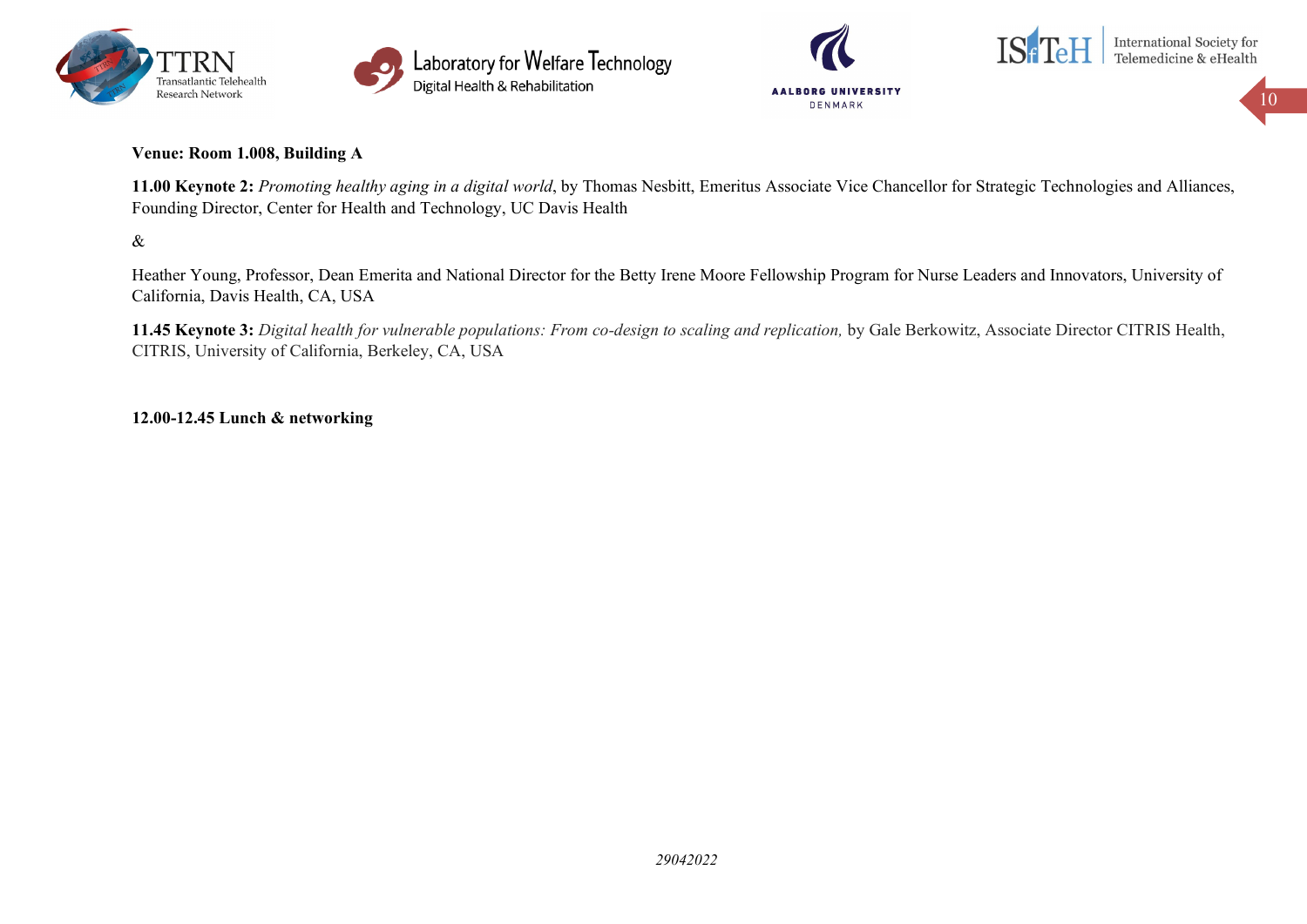**Venue: Room 1.008, Building A**

**11.00 Keynote 2:** *Promoting healthy aging in a digital world*, by Thomas Nesbitt, Emeritus Associate Vice Chancellor for Strategic Technologies and Alliances, Founding Director, Center for Health and Technology, UC Davis Health

&

Heather Young, Professor, Dean Emerita and National Director for the Betty Irene Moore Fellowship Program for Nurse Leaders and Innovators, University of California, Davis Health, CA, USA

**11.45 Keynote 3:** *Digital health for vulnerable populations: From co-design to scaling and replication,* by Gale Berkowitz, Associate Director CITRIS Health, CITRIS, University of California, Berkeley, CA, USA

**12.00-12.45 Lunch & networking**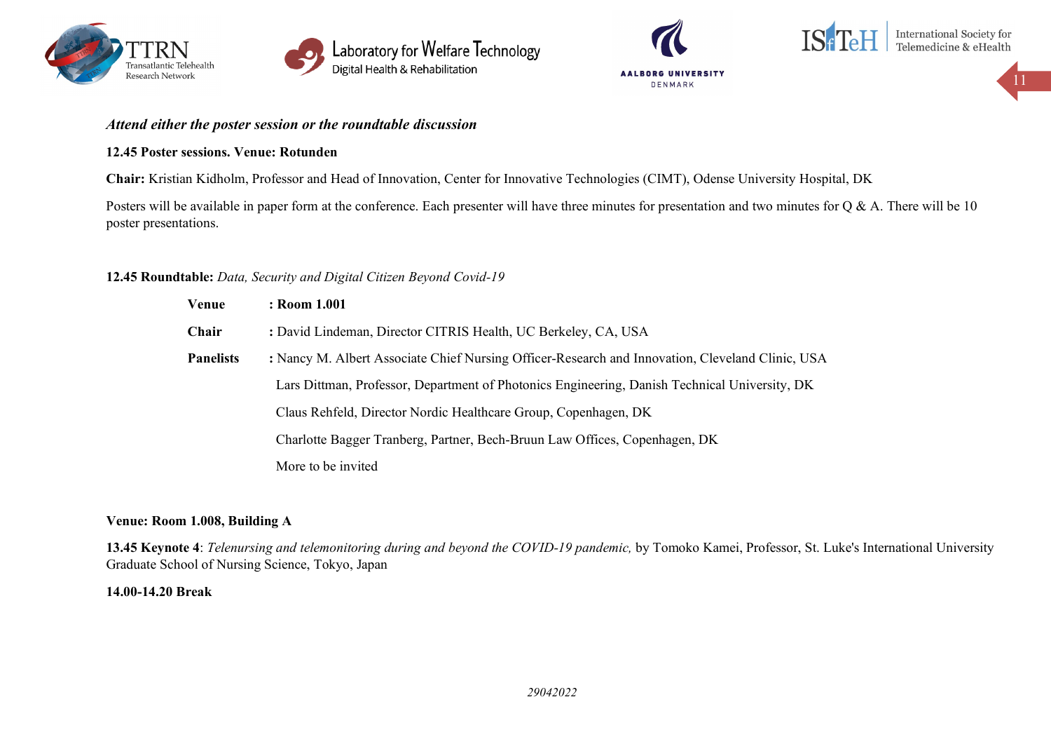***Attend either the poster session or the roundtable discussion***

**12.45 Poster sessions. Venue: Rotunden**

**Chair:** Kristian Kidholm, Professor and Head of Innovation, Center for Innovative Technologies (CIMT), Odense University Hospital, DK

Posters will be available in paper form at the conference. Each presenter will have three minutes for presentation and two minutes for Q & A. There will be 10 poster presentations.

**12.45 Roundtable:** *Data, Security and Digital Citizen Beyond Covid-19*

**Venue** : **Room 1.001**

**Chair** : David Lindeman, Director CITRIS Health, UC Berkeley, CA, USA

**Panelists** : Nancy M. Albert Associate Chief Nursing Officer-Research and Innovation, Cleveland Clinic, USA

Lars Dittman, Professor, Department of Photonics Engineering, Danish Technical University, DK

Claus Rehfeld, Director Nordic Healthcare Group, Copenhagen, DK

Charlotte Bagger Tranberg, Partner, Bech-Bruun Law Offices, Copenhagen, DK

More to be invited

**Venue: Room 1.008, Building A**

**13.45 Keynote 4**: *Telenursing and telemonitoring during and beyond the COVID-19 pandemic,* by Tomoko Kamei, Professor, St. Luke's International University Graduate School of Nursing Science, Tokyo, Japan

**14.00-14.20 Break**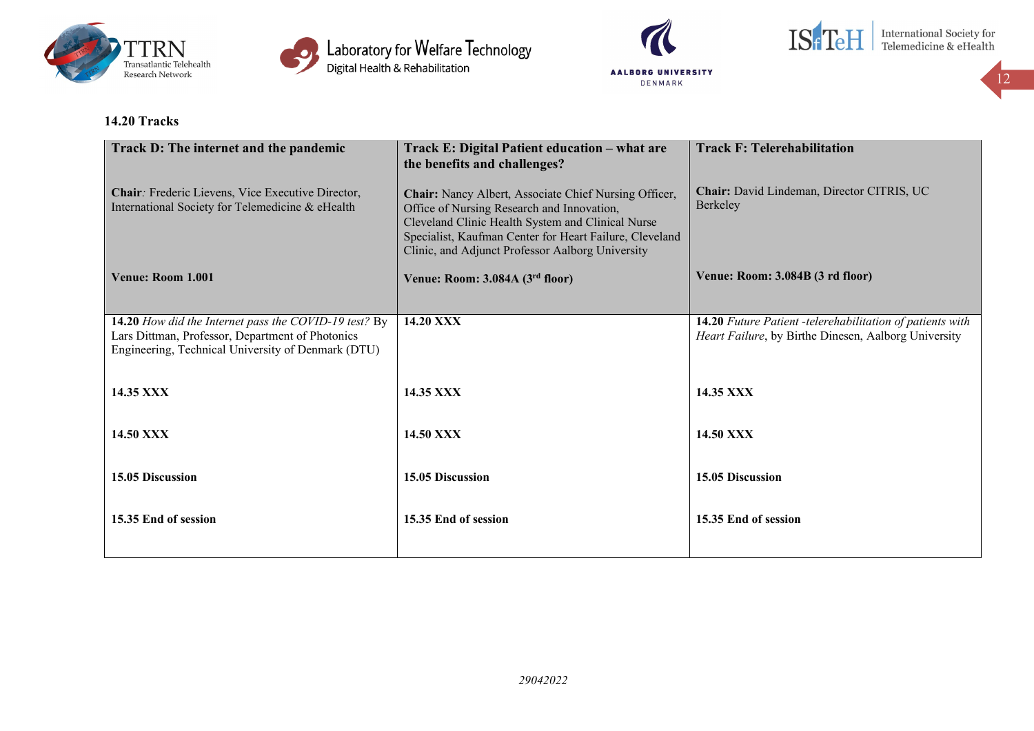### 14.20 Tracks

| **Track D: The internet and the pandemic**<br><br>**Chair***:* Frederic Lievens, Vice Executive Director, International Society for Telemedicine & eHealth<br><br>**Venue: Room 1.001** | **Track E: Digital Patient education – what are the benefits and challenges?**<br><br>**Chair:** Nancy Albert, Associate Chief Nursing Officer, Office of Nursing Research and Innovation, Cleveland Clinic Health System and Clinical Nurse Specialist, Kaufman Center for Heart Failure, Cleveland Clinic, and Adjunct Professor Aalborg University<br><br>**Venue: Room: 3.084A (3rd floor)** | **Track F: Telerehabilitation**<br><br>**Chair:** David Lindeman, Director CITRIS, UC Berkeley<br><br>**Venue: Room: 3.084B (3 rd floor)** |
|---|---|---|
| **14.20** *How did the Internet pass the COVID-19 test?* By Lars Dittman, Professor, Department of Photonics Engineering, Technical University of Denmark (DTU) | **14.20 XXX** | **14.20** *Future Patient -telerehabilitation of patients with Heart Failure*, by Birthe Dinesen, Aalborg University |
| **14.35 XXX** | **14.35 XXX** | **14.35 XXX** |
| **14.50 XXX** | **14.50 XXX** | **14.50 XXX** |
| **15.05 Discussion** | **15.05 Discussion** | **15.05 Discussion** |
| **15.35 End of session** | **15.35 End of session** | **15.35 End of session** |

*29042022*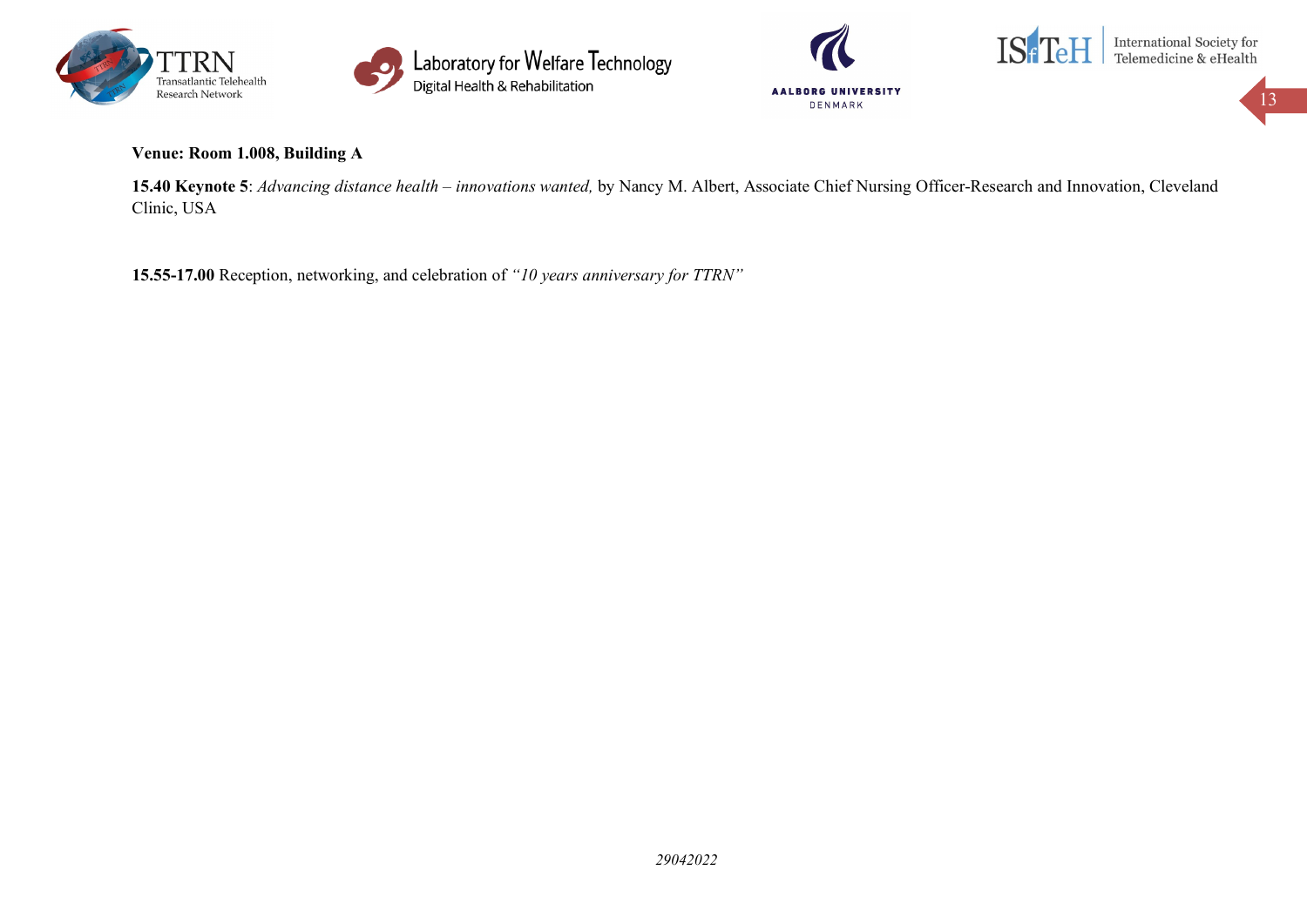**Venue: Room 1.008, Building A**

**15.40 Keynote 5**: *Advancing distance health – innovations wanted,* by Nancy M. Albert, Associate Chief Nursing Officer-Research and Innovation, Cleveland Clinic, USA

**15.55-17.00** Reception, networking, and celebration of *"10 years anniversary for TTRN"*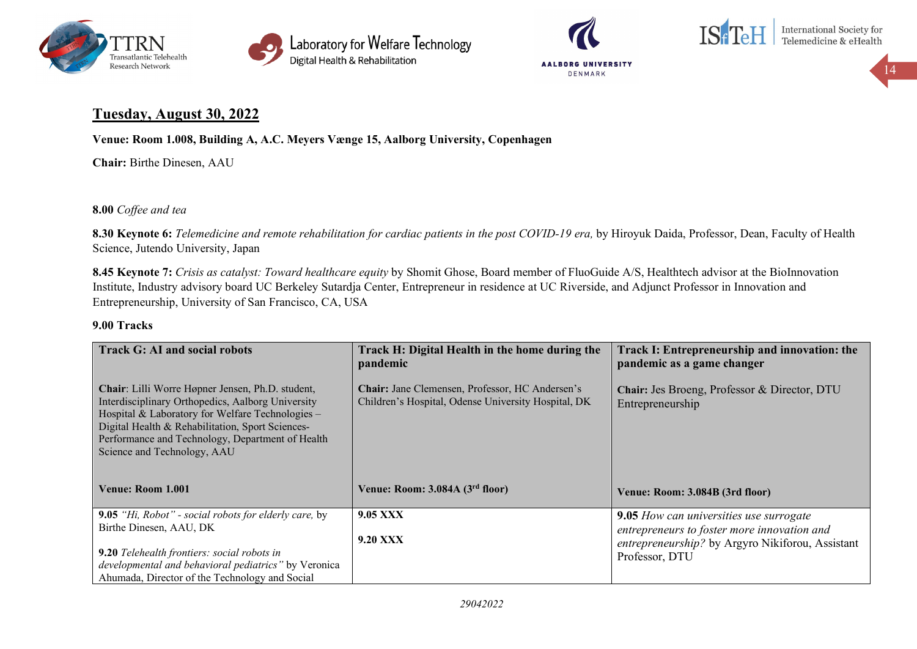## Tuesday, August 30, 2022

**Venue: Room 1.008, Building A, A.C. Meyers Vænge 15, Aalborg University, Copenhagen**

**Chair:** Birthe Dinesen, AAU

**8.00** *Coffee and tea*

**8.30 Keynote 6:** *Telemedicine and remote rehabilitation for cardiac patients in the post COVID-19 era,* by Hiroyuk Daida, Professor, Dean, Faculty of Health Science, Jutendo University, Japan

**8.45 Keynote 7:** *Crisis as catalyst: Toward healthcare equity* by Shomit Ghose, Board member of FluoGuide A/S, Healthtech advisor at the BioInnovation Institute, Industry advisory board UC Berkeley Sutardja Center, Entrepreneur in residence at UC Riverside, and Adjunct Professor in Innovation and Entrepreneurship, University of San Francisco, CA, USA

**9.00 Tracks**

| **Track G: AI and social robots**<br><br>**Chair**: Lilli Worre Høpner Jensen, Ph.D. student, Interdisciplinary Orthopedics, Aalborg University Hospital & Laboratory for Welfare Technologies – Digital Health & Rehabilitation, Sport Sciences-Performance and Technology, Department of Health Science and Technology, AAU<br><br>**Venue: Room 1.001** | **Track H: Digital Health in the home during the pandemic**<br><br>**Chair:** Jane Clemensen, Professor, HC Andersen's Children's Hospital, Odense University Hospital, DK<br><br>**Venue: Room: 3.084A (3rd floor)** | **Track I: Entrepreneurship and innovation: the pandemic as a game changer**<br><br>**Chair:** Jes Broeng, Professor & Director, DTU Entrepreneurship<br><br>**Venue: Room: 3.084B (3rd floor)** |
|---|---|---|
| **9.05** *"Hi, Robot" - social robots for elderly care,* by Birthe Dinesen, AAU, DK<br><br>**9.20** *Telehealth frontiers: social robots in developmental and behavioral pediatrics"* by Veronica Ahumada, Director of the Technology and Social | **9.05 XXX**<br><br>**9.20 XXX** | **9.05** *How can universities use surrogate entrepreneurs to foster more innovation and entrepreneurship?* by Argyro Nikiforou, Assistant Professor, DTU |

*29042022*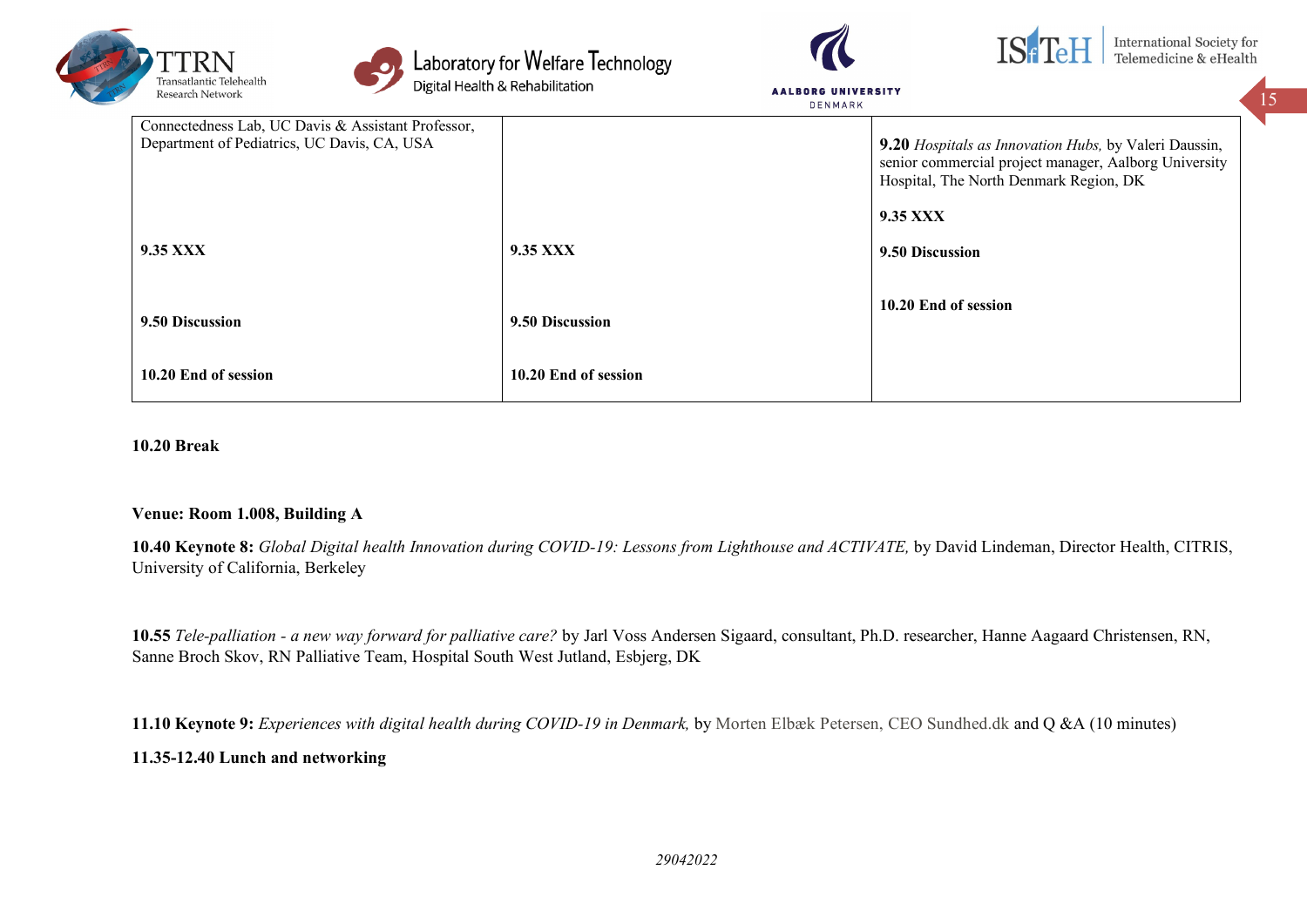| | | |
|---|---|---|
| Connectedness Lab, UC Davis & Assistant Professor, Department of Pediatrics, UC Davis, CA, USA<br><br>**9.35 XXX**<br><br>**9.50 Discussion**<br><br>**10.20 End of session** | <br><br>**9.35 XXX**<br><br>**9.50 Discussion**<br><br>**10.20 End of session** | **9.20** *Hospitals as Innovation Hubs,* by Valeri Daussin, senior commercial project manager, Aalborg University Hospital, The North Denmark Region, DK<br><br>**9.35 XXX**<br><br>**9.50 Discussion**<br><br>**10.20 End of session** |

**10.20 Break**

**Venue: Room 1.008, Building A**

**10.40 Keynote 8:** *Global Digital health Innovation during COVID-19: Lessons from Lighthouse and ACTIVATE,* by David Lindeman, Director Health, CITRIS, University of California, Berkeley

**10.55** *Tele-palliation - a new way forward for palliative care?* by Jarl Voss Andersen Sigaard, consultant, Ph.D. researcher, Hanne Aagaard Christensen, RN, Sanne Broch Skov, RN Palliative Team, Hospital South West Jutland, Esbjerg, DK

**11.10 Keynote 9:** *Experiences with digital health during COVID-19 in Denmark,* by Morten Elbæk Petersen, CEO Sundhed.dk and Q &A (10 minutes)

**11.35-12.40 Lunch and networking**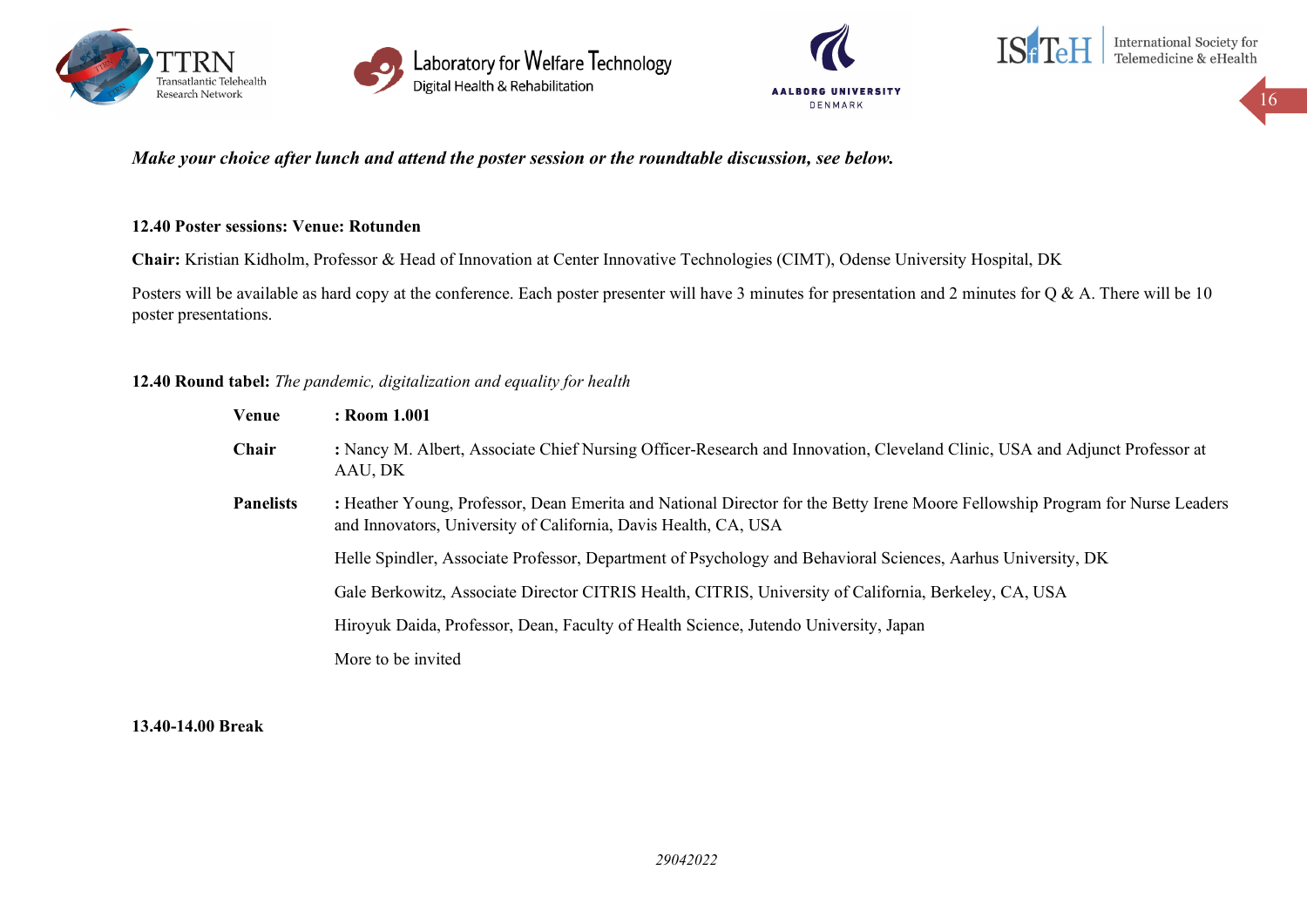***Make your choice after lunch and attend the poster session or the roundtable discussion, see below.***

**12.40 Poster sessions: Venue: Rotunden**

**Chair:** Kristian Kidholm, Professor & Head of Innovation at Center Innovative Technologies (CIMT), Odense University Hospital, DK

Posters will be available as hard copy at the conference. Each poster presenter will have 3 minutes for presentation and 2 minutes for Q & A. There will be 10 poster presentations.

**12.40 Round tabel:** *The pandemic, digitalization and equality for health*

**Venue** **: Room 1.001**

**Chair** : Nancy M. Albert, Associate Chief Nursing Officer-Research and Innovation, Cleveland Clinic, USA and Adjunct Professor at AAU, DK

**Panelists** : Heather Young, Professor, Dean Emerita and National Director for the Betty Irene Moore Fellowship Program for Nurse Leaders and Innovators, University of California, Davis Health, CA, USA

Helle Spindler, Associate Professor, Department of Psychology and Behavioral Sciences, Aarhus University, DK

Gale Berkowitz, Associate Director CITRIS Health, CITRIS, University of California, Berkeley, CA, USA

Hiroyuk Daida, Professor, Dean, Faculty of Health Science, Jutendo University, Japan

More to be invited

**13.40-14.00 Break**

*29042022*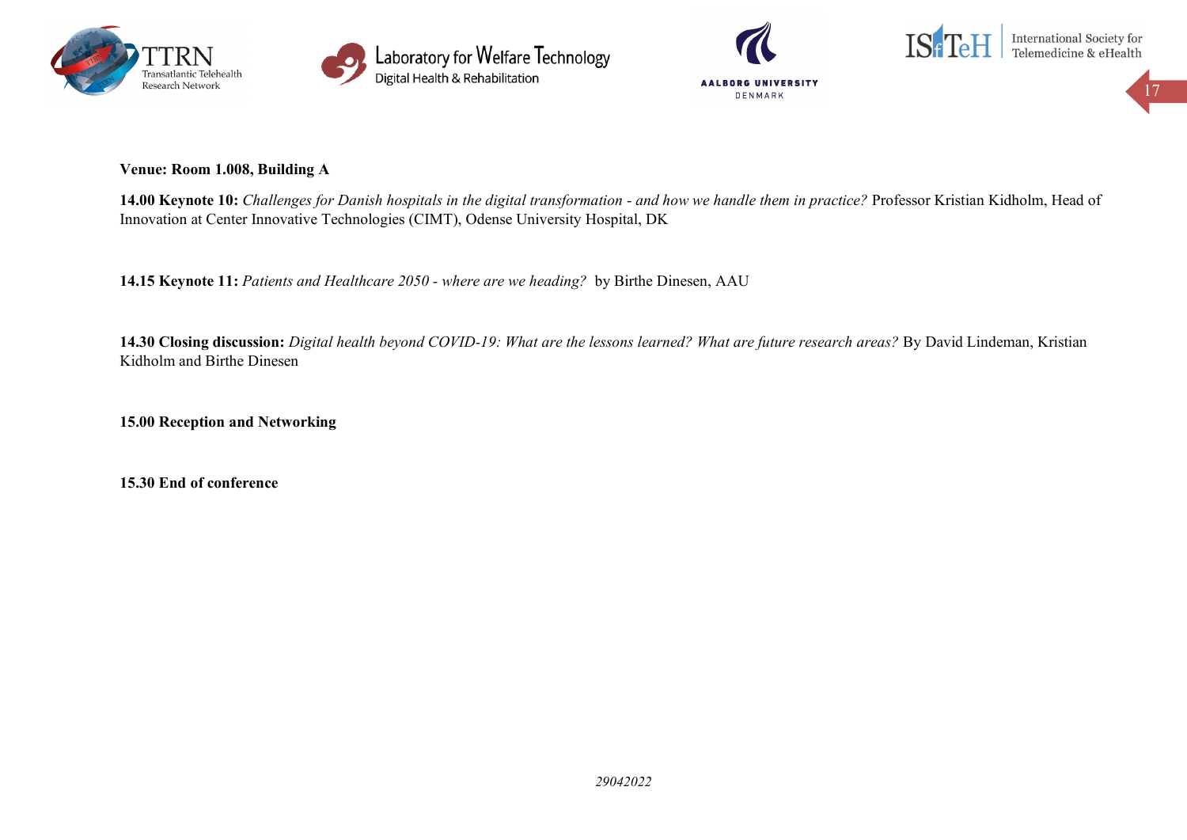**Venue: Room 1.008, Building A**

**14.00 Keynote 10:** *Challenges for Danish hospitals in the digital transformation - and how we handle them in practice?* Professor Kristian Kidholm, Head of Innovation at Center Innovative Technologies (CIMT), Odense University Hospital, DK

**14.15 Keynote 11:** *Patients and Healthcare 2050 - where are we heading?* by Birthe Dinesen, AAU

**14.30 Closing discussion:** *Digital health beyond COVID-19: What are the lessons learned? What are future research areas?* By David Lindeman, Kristian Kidholm and Birthe Dinesen

**15.00 Reception and Networking**

**15.30 End of conference**

*29042022*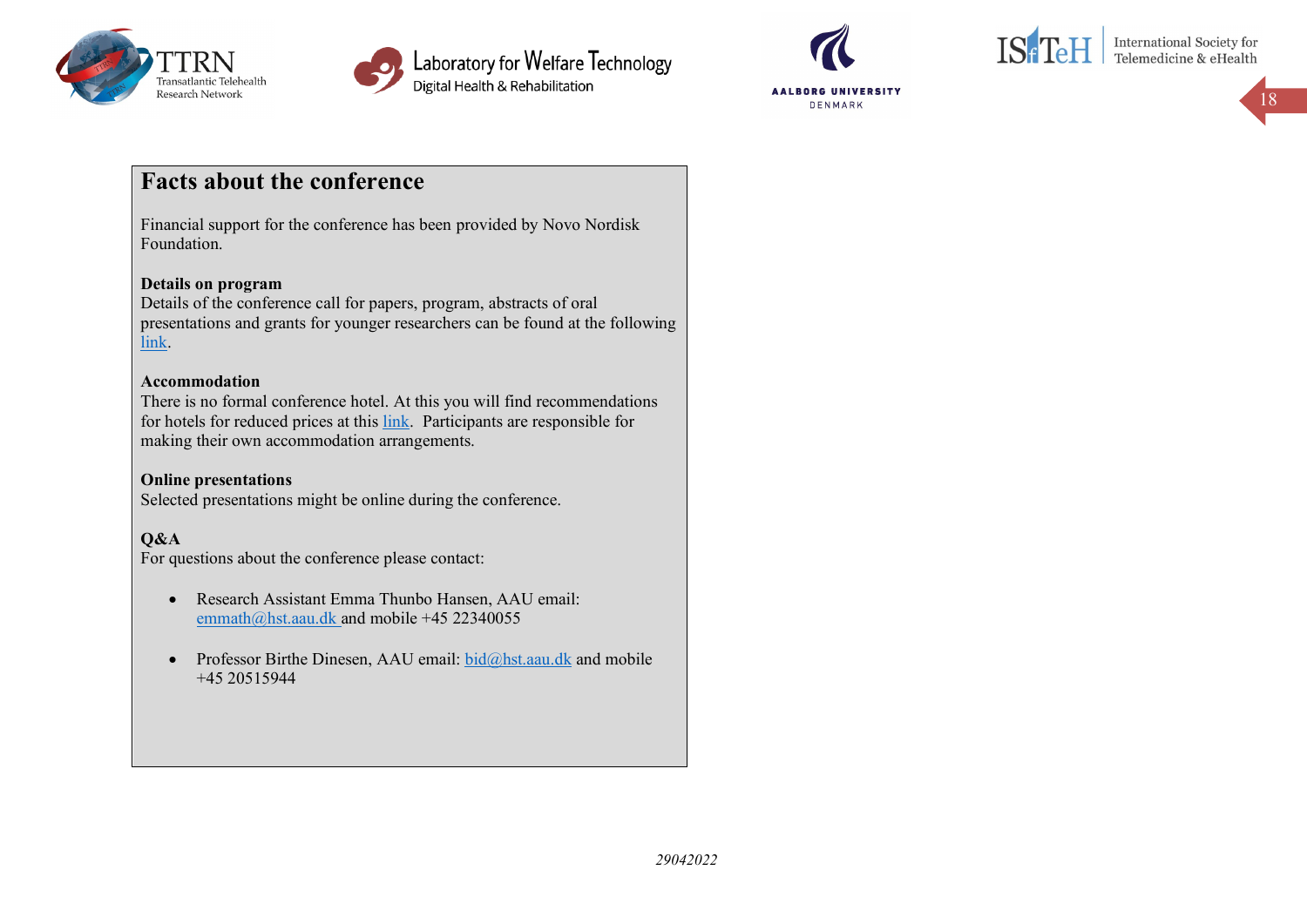# Facts about the conference

Financial support for the conference has been provided by Novo Nordisk Foundation.

**Details on program**

Details of the conference call for papers, program, abstracts of oral presentations and grants for younger researchers can be found at the following link.

**Accommodation**

There is no formal conference hotel. At this you will find recommendations for hotels for reduced prices at this link. Participants are responsible for making their own accommodation arrangements.

**Online presentations**

Selected presentations might be online during the conference.

**Q&A**

For questions about the conference please contact:

- Research Assistant Emma Thunbo Hansen, AAU email: emmath@hst.aau.dk and mobile +45 22340055
- Professor Birthe Dinesen, AAU email: bid@hst.aau.dk and mobile +45 20515944

*29042022*